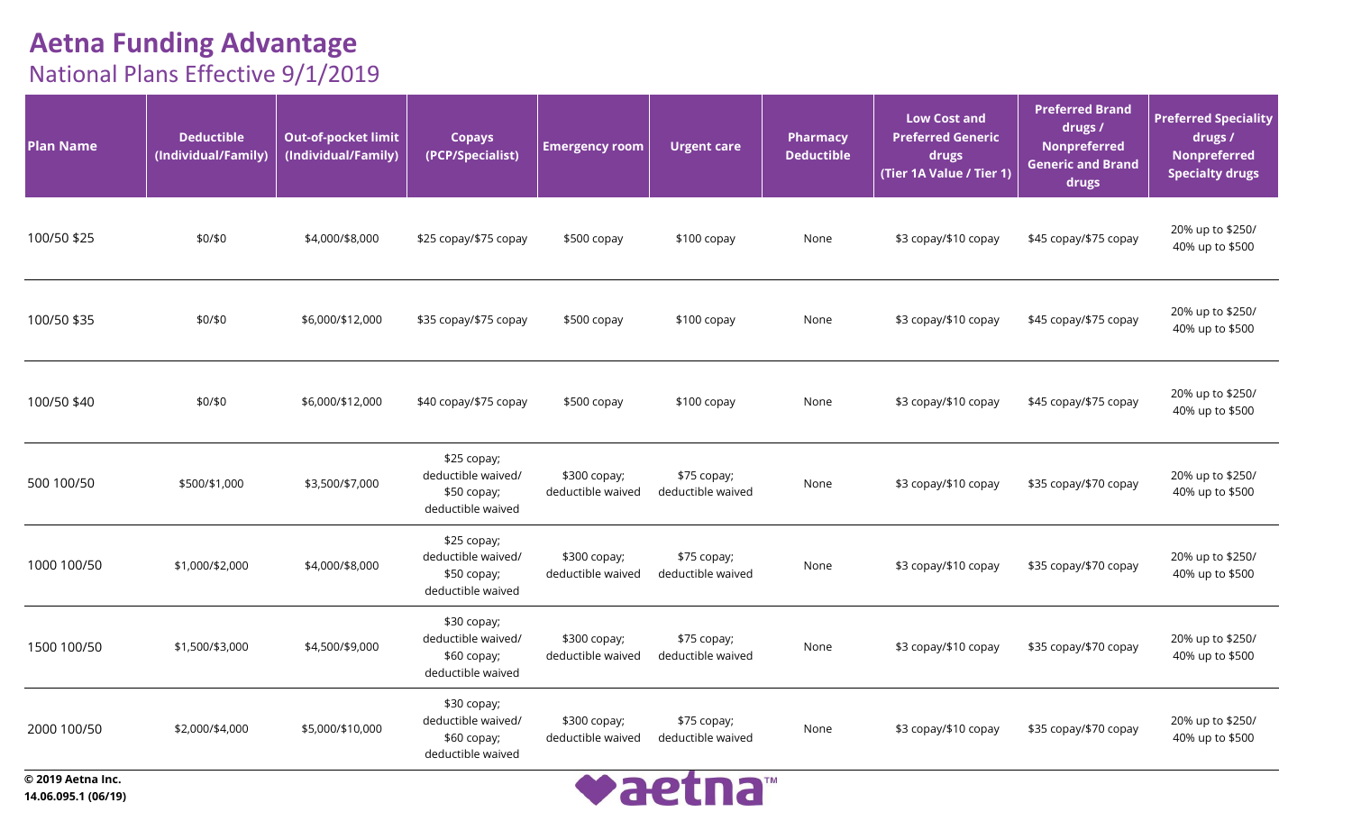# Aetna Funding Advantage

## National Plans Effective 9/1/2019

| Plan Name | Deductible (Individual/Family) | Out-of-pocket limit (Individual/Family) | Copays (PCP/Specialist) | Emergency room | Urgent care | Pharmacy Deductible | Low Cost and Preferred Generic drugs (Tier 1A Value / Tier 1) | Preferred Brand drugs / Nonpreferred Generic and Brand drugs | Preferred Speciality drugs / Nonpreferred Specialty drugs |
|---|---|---|---|---|---|---|---|---|---|
| 100/50 $25 | $0/$0 | $4,000/$8,000 | $25 copay/$75 copay | $500 copay | $100 copay | None | $3 copay/$10 copay | $45 copay/$75 copay | 20% up to $250/ 40% up to $500 |
| 100/50 $35 | $0/$0 | $6,000/$12,000 | $35 copay/$75 copay | $500 copay | $100 copay | None | $3 copay/$10 copay | $45 copay/$75 copay | 20% up to $250/ 40% up to $500 |
| 100/50 $40 | $0/$0 | $6,000/$12,000 | $40 copay/$75 copay | $500 copay | $100 copay | None | $3 copay/$10 copay | $45 copay/$75 copay | 20% up to $250/ 40% up to $500 |
| 500 100/50 | $500/$1,000 | $3,500/$7,000 | $25 copay; deductible waived/ $50 copay; deductible waived | $300 copay; deductible waived | $75 copay; deductible waived | None | $3 copay/$10 copay | $35 copay/$70 copay | 20% up to $250/ 40% up to $500 |
| 1000 100/50 | $1,000/$2,000 | $4,000/$8,000 | $25 copay; deductible waived/ $50 copay; deductible waived | $300 copay; deductible waived | $75 copay; deductible waived | None | $3 copay/$10 copay | $35 copay/$70 copay | 20% up to $250/ 40% up to $500 |
| 1500 100/50 | $1,500/$3,000 | $4,500/$9,000 | $30 copay; deductible waived/ $60 copay; deductible waived | $300 copay; deductible waived | $75 copay; deductible waived | None | $3 copay/$10 copay | $35 copay/$70 copay | 20% up to $250/ 40% up to $500 |
| 2000 100/50 | $2,000/$4,000 | $5,000/$10,000 | $30 copay; deductible waived/ $60 copay; deductible waived | $300 copay; deductible waived | $75 copay; deductible waived | None | $3 copay/$10 copay | $35 copay/$70 copay | 20% up to $250/ 40% up to $500 |

**© 2019 Aetna Inc.**
**14.06.095.1 (06/19)**

aetna™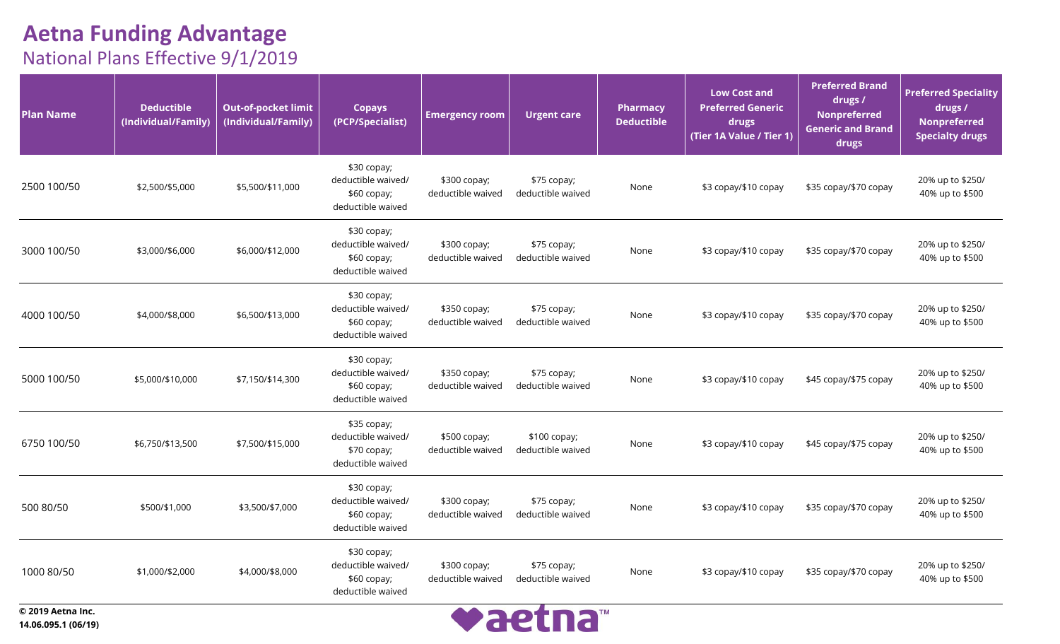# Aetna Funding Advantage

## National Plans Effective 9/1/2019

| Plan Name | Deductible (Individual/Family) | Out-of-pocket limit (Individual/Family) | Copays (PCP/Specialist) | Emergency room | Urgent care | Pharmacy Deductible | Low Cost and Preferred Generic drugs (Tier 1A Value / Tier 1) | Preferred Brand drugs / Nonpreferred Generic and Brand drugs | Preferred Speciality drugs / Nonpreferred Specialty drugs |
|---|---|---|---|---|---|---|---|---|---|
| 2500 100/50 | $2,500/$5,000 | $5,500/$11,000 | $30 copay; deductible waived/ $60 copay; deductible waived | $300 copay; deductible waived | $75 copay; deductible waived | None | $3 copay/$10 copay | $35 copay/$70 copay | 20% up to $250/ 40% up to $500 |
| 3000 100/50 | $3,000/$6,000 | $6,000/$12,000 | $30 copay; deductible waived/ $60 copay; deductible waived | $300 copay; deductible waived | $75 copay; deductible waived | None | $3 copay/$10 copay | $35 copay/$70 copay | 20% up to $250/ 40% up to $500 |
| 4000 100/50 | $4,000/$8,000 | $6,500/$13,000 | $30 copay; deductible waived/ $60 copay; deductible waived | $350 copay; deductible waived | $75 copay; deductible waived | None | $3 copay/$10 copay | $35 copay/$70 copay | 20% up to $250/ 40% up to $500 |
| 5000 100/50 | $5,000/$10,000 | $7,150/$14,300 | $30 copay; deductible waived/ $60 copay; deductible waived | $350 copay; deductible waived | $75 copay; deductible waived | None | $3 copay/$10 copay | $45 copay/$75 copay | 20% up to $250/ 40% up to $500 |
| 6750 100/50 | $6,750/$13,500 | $7,500/$15,000 | $35 copay; deductible waived/ $70 copay; deductible waived | $500 copay; deductible waived | $100 copay; deductible waived | None | $3 copay/$10 copay | $45 copay/$75 copay | 20% up to $250/ 40% up to $500 |
| 500 80/50 | $500/$1,000 | $3,500/$7,000 | $30 copay; deductible waived/ $60 copay; deductible waived | $300 copay; deductible waived | $75 copay; deductible waived | None | $3 copay/$10 copay | $35 copay/$70 copay | 20% up to $250/ 40% up to $500 |
| 1000 80/50 | $1,000/$2,000 | $4,000/$8,000 | $30 copay; deductible waived/ $60 copay; deductible waived | $300 copay; deductible waived | $75 copay; deductible waived | None | $3 copay/$10 copay | $35 copay/$70 copay | 20% up to $250/ 40% up to $500 |

**© 2019 Aetna Inc.**
**14.06.095.1 (06/19)**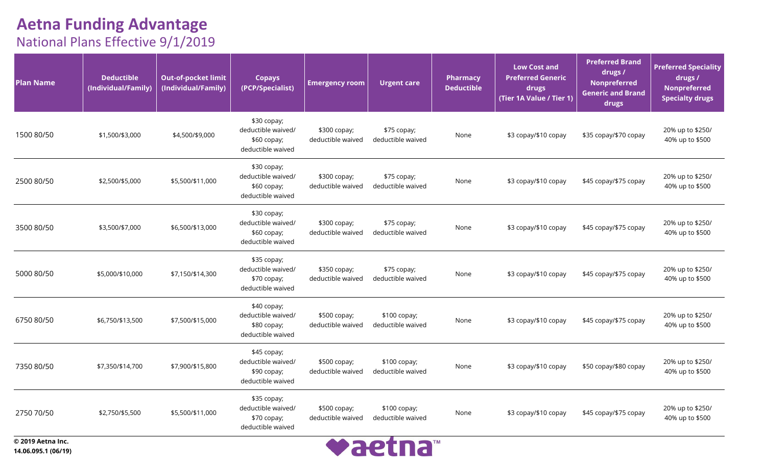# Aetna Funding Advantage

## National Plans Effective 9/1/2019

| Plan Name | Deductible (Individual/Family) | Out-of-pocket limit (Individual/Family) | Copays (PCP/Specialist) | Emergency room | Urgent care | Pharmacy Deductible | Low Cost and Preferred Generic drugs (Tier 1A Value / Tier 1) | Preferred Brand drugs / Nonpreferred Generic and Brand drugs | Preferred Speciality drugs / Nonpreferred Specialty drugs |
|---|---|---|---|---|---|---|---|---|---|
| 1500 80/50 | $1,500/$3,000 | $4,500/$9,000 | $30 copay; deductible waived/ $60 copay; deductible waived | $300 copay; deductible waived | $75 copay; deductible waived | None | $3 copay/$10 copay | $35 copay/$70 copay | 20% up to $250/ 40% up to $500 |
| 2500 80/50 | $2,500/$5,000 | $5,500/$11,000 | $30 copay; deductible waived/ $60 copay; deductible waived | $300 copay; deductible waived | $75 copay; deductible waived | None | $3 copay/$10 copay | $45 copay/$75 copay | 20% up to $250/ 40% up to $500 |
| 3500 80/50 | $3,500/$7,000 | $6,500/$13,000 | $30 copay; deductible waived/ $60 copay; deductible waived | $300 copay; deductible waived | $75 copay; deductible waived | None | $3 copay/$10 copay | $45 copay/$75 copay | 20% up to $250/ 40% up to $500 |
| 5000 80/50 | $5,000/$10,000 | $7,150/$14,300 | $35 copay; deductible waived/ $70 copay; deductible waived | $350 copay; deductible waived | $75 copay; deductible waived | None | $3 copay/$10 copay | $45 copay/$75 copay | 20% up to $250/ 40% up to $500 |
| 6750 80/50 | $6,750/$13,500 | $7,500/$15,000 | $40 copay; deductible waived/ $80 copay; deductible waived | $500 copay; deductible waived | $100 copay; deductible waived | None | $3 copay/$10 copay | $45 copay/$75 copay | 20% up to $250/ 40% up to $500 |
| 7350 80/50 | $7,350/$14,700 | $7,900/$15,800 | $45 copay; deductible waived/ $90 copay; deductible waived | $500 copay; deductible waived | $100 copay; deductible waived | None | $3 copay/$10 copay | $50 copay/$80 copay | 20% up to $250/ 40% up to $500 |
| 2750 70/50 | $2,750/$5,500 | $5,500/$11,000 | $35 copay; deductible waived/ $70 copay; deductible waived | $500 copay; deductible waived | $100 copay; deductible waived | None | $3 copay/$10 copay | $45 copay/$75 copay | 20% up to $250/ 40% up to $500 |

**© 2019 Aetna Inc.**
**14.06.095.1 (06/19)**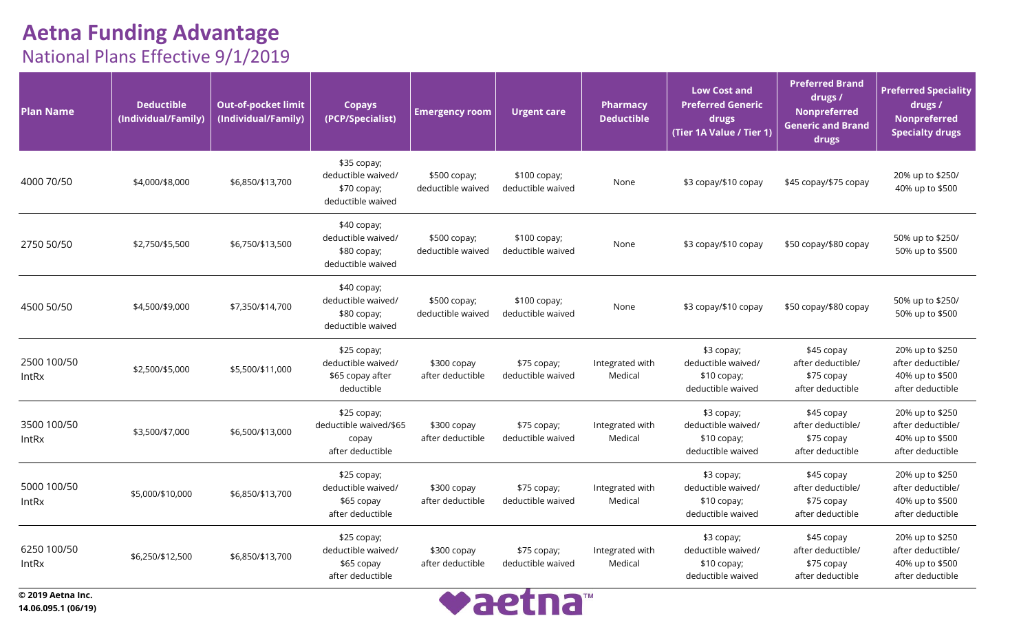# Aetna Funding Advantage

## National Plans Effective 9/1/2019

| Plan Name | Deductible (Individual/Family) | Out-of-pocket limit (Individual/Family) | Copays (PCP/Specialist) | Emergency room | Urgent care | Pharmacy Deductible | Low Cost and Preferred Generic drugs (Tier 1A Value / Tier 1) | Preferred Brand drugs / Nonpreferred Generic and Brand drugs | Preferred Speciality drugs / Nonpreferred Specialty drugs |
|---|---|---|---|---|---|---|---|---|---|
| 4000 70/50 | $4,000/$8,000 | $6,850/$13,700 | $35 copay; deductible waived/ $70 copay; deductible waived | $500 copay; deductible waived | $100 copay; deductible waived | None | $3 copay/$10 copay | $45 copay/$75 copay | 20% up to $250/ 40% up to $500 |
| 2750 50/50 | $2,750/$5,500 | $6,750/$13,500 | $40 copay; deductible waived/ $80 copay; deductible waived | $500 copay; deductible waived | $100 copay; deductible waived | None | $3 copay/$10 copay | $50 copay/$80 copay | 50% up to $250/ 50% up to $500 |
| 4500 50/50 | $4,500/$9,000 | $7,350/$14,700 | $40 copay; deductible waived/ $80 copay; deductible waived | $500 copay; deductible waived | $100 copay; deductible waived | None | $3 copay/$10 copay | $50 copay/$80 copay | 50% up to $250/ 50% up to $500 |
| 2500 100/50 IntRx | $2,500/$5,000 | $5,500/$11,000 | $25 copay; deductible waived/ $65 copay after deductible | $300 copay after deductible | $75 copay; deductible waived | Integrated with Medical | $3 copay; deductible waived/ $10 copay; deductible waived | $45 copay after deductible/ $75 copay after deductible | 20% up to $250 after deductible/ 40% up to $500 after deductible |
| 3500 100/50 IntRx | $3,500/$7,000 | $6,500/$13,000 | $25 copay; deductible waived/$65 copay after deductible | $300 copay after deductible | $75 copay; deductible waived | Integrated with Medical | $3 copay; deductible waived/ $10 copay; deductible waived | $45 copay after deductible/ $75 copay after deductible | 20% up to $250 after deductible/ 40% up to $500 after deductible |
| 5000 100/50 IntRx | $5,000/$10,000 | $6,850/$13,700 | $25 copay; deductible waived/ $65 copay after deductible | $300 copay after deductible | $75 copay; deductible waived | Integrated with Medical | $3 copay; deductible waived/ $10 copay; deductible waived | $45 copay after deductible/ $75 copay after deductible | 20% up to $250 after deductible/ 40% up to $500 after deductible |
| 6250 100/50 IntRx | $6,250/$12,500 | $6,850/$13,700 | $25 copay; deductible waived/ $65 copay after deductible | $300 copay after deductible | $75 copay; deductible waived | Integrated with Medical | $3 copay; deductible waived/ $10 copay; deductible waived | $45 copay after deductible/ $75 copay after deductible | 20% up to $250 after deductible/ 40% up to $500 after deductible |

**© 2019 Aetna Inc.**
**14.06.095.1 (06/19)**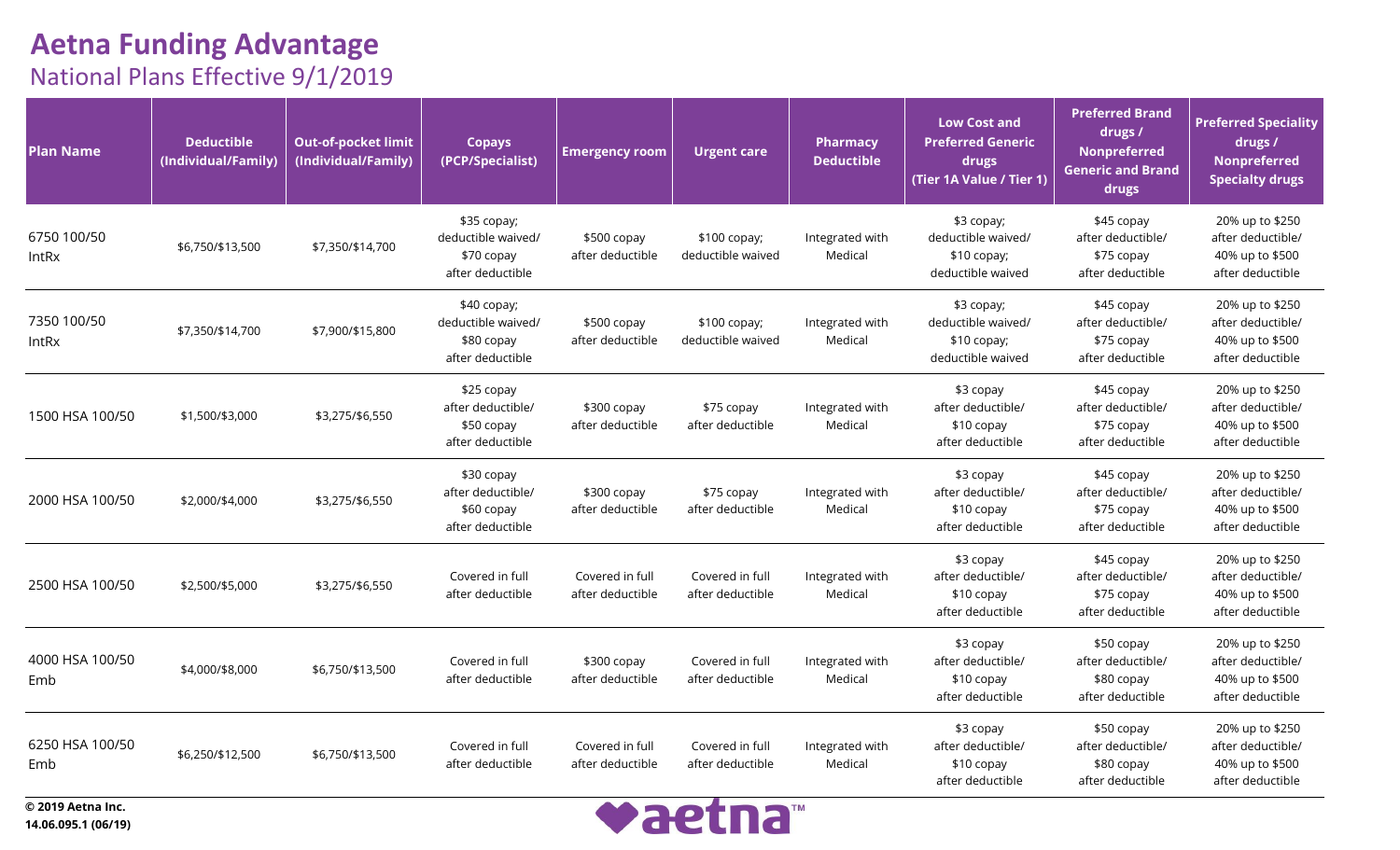# Aetna Funding Advantage

## National Plans Effective 9/1/2019

| Plan Name | Deductible (Individual/Family) | Out-of-pocket limit (Individual/Family) | Copays (PCP/Specialist) | Emergency room | Urgent care | Pharmacy Deductible | Low Cost and Preferred Generic drugs (Tier 1A Value / Tier 1) | Preferred Brand drugs / Nonpreferred Generic and Brand drugs | Preferred Speciality drugs / Nonpreferred Specialty drugs |
|---|---|---|---|---|---|---|---|---|---|
| 6750 100/50 IntRx | $6,750/$13,500 | $7,350/$14,700 | $35 copay; deductible waived/ $70 copay after deductible | $500 copay after deductible | $100 copay; deductible waived | Integrated with Medical | $3 copay; deductible waived/ $10 copay; deductible waived | $45 copay after deductible/ $75 copay after deductible | 20% up to $250 after deductible/ 40% up to $500 after deductible |
| 7350 100/50 IntRx | $7,350/$14,700 | $7,900/$15,800 | $40 copay; deductible waived/ $80 copay after deductible | $500 copay after deductible | $100 copay; deductible waived | Integrated with Medical | $3 copay; deductible waived/ $10 copay; deductible waived | $45 copay after deductible/ $75 copay after deductible | 20% up to $250 after deductible/ 40% up to $500 after deductible |
| 1500 HSA 100/50 | $1,500/$3,000 | $3,275/$6,550 | $25 copay after deductible/ $50 copay after deductible | $300 copay after deductible | $75 copay after deductible | Integrated with Medical | $3 copay after deductible/ $10 copay after deductible | $45 copay after deductible/ $75 copay after deductible | 20% up to $250 after deductible/ 40% up to $500 after deductible |
| 2000 HSA 100/50 | $2,000/$4,000 | $3,275/$6,550 | $30 copay after deductible/ $60 copay after deductible | $300 copay after deductible | $75 copay after deductible | Integrated with Medical | $3 copay after deductible/ $10 copay after deductible | $45 copay after deductible/ $75 copay after deductible | 20% up to $250 after deductible/ 40% up to $500 after deductible |
| 2500 HSA 100/50 | $2,500/$5,000 | $3,275/$6,550 | Covered in full after deductible | Covered in full after deductible | Covered in full after deductible | Integrated with Medical | $3 copay after deductible/ $10 copay after deductible | $45 copay after deductible/ $75 copay after deductible | 20% up to $250 after deductible/ 40% up to $500 after deductible |
| 4000 HSA 100/50 Emb | $4,000/$8,000 | $6,750/$13,500 | Covered in full after deductible | $300 copay after deductible | Covered in full after deductible | Integrated with Medical | $3 copay after deductible/ $10 copay after deductible | $50 copay after deductible/ $80 copay after deductible | 20% up to $250 after deductible/ 40% up to $500 after deductible |
| 6250 HSA 100/50 Emb | $6,250/$12,500 | $6,750/$13,500 | Covered in full after deductible | Covered in full after deductible | Covered in full after deductible | Integrated with Medical | $3 copay after deductible/ $10 copay after deductible | $50 copay after deductible/ $80 copay after deductible | 20% up to $250 after deductible/ 40% up to $500 after deductible |

**© 2019 Aetna Inc.**
**14.06.095.1 (06/19)**

aetna™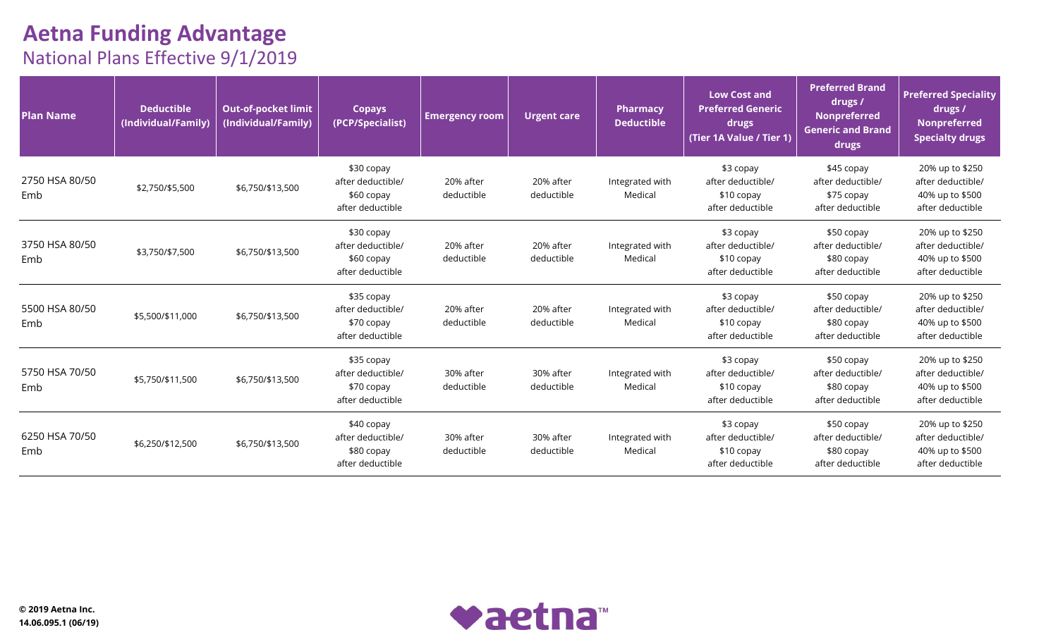# Aetna Funding Advantage

## National Plans Effective 9/1/2019

| Plan Name | Deductible (Individual/Family) | Out-of-pocket limit (Individual/Family) | Copays (PCP/Specialist) | Emergency room | Urgent care | Pharmacy Deductible | Low Cost and Preferred Generic drugs (Tier 1A Value / Tier 1) | Preferred Brand drugs / Nonpreferred Generic and Brand drugs | Preferred Speciality drugs / Nonpreferred Specialty drugs |
|---|---|---|---|---|---|---|---|---|---|
| 2750 HSA 80/50 Emb | $2,750/$5,500 | $6,750/$13,500 | $30 copay after deductible/ $60 copay after deductible | 20% after deductible | 20% after deductible | Integrated with Medical | $3 copay after deductible/ $10 copay after deductible | $45 copay after deductible/ $75 copay after deductible | 20% up to $250 after deductible/ 40% up to $500 after deductible |
| 3750 HSA 80/50 Emb | $3,750/$7,500 | $6,750/$13,500 | $30 copay after deductible/ $60 copay after deductible | 20% after deductible | 20% after deductible | Integrated with Medical | $3 copay after deductible/ $10 copay after deductible | $50 copay after deductible/ $80 copay after deductible | 20% up to $250 after deductible/ 40% up to $500 after deductible |
| 5500 HSA 80/50 Emb | $5,500/$11,000 | $6,750/$13,500 | $35 copay after deductible/ $70 copay after deductible | 20% after deductible | 20% after deductible | Integrated with Medical | $3 copay after deductible/ $10 copay after deductible | $50 copay after deductible/ $80 copay after deductible | 20% up to $250 after deductible/ 40% up to $500 after deductible |
| 5750 HSA 70/50 Emb | $5,750/$11,500 | $6,750/$13,500 | $35 copay after deductible/ $70 copay after deductible | 30% after deductible | 30% after deductible | Integrated with Medical | $3 copay after deductible/ $10 copay after deductible | $50 copay after deductible/ $80 copay after deductible | 20% up to $250 after deductible/ 40% up to $500 after deductible |
| 6250 HSA 70/50 Emb | $6,250/$12,500 | $6,750/$13,500 | $40 copay after deductible/ $80 copay after deductible | 30% after deductible | 30% after deductible | Integrated with Medical | $3 copay after deductible/ $10 copay after deductible | $50 copay after deductible/ $80 copay after deductible | 20% up to $250 after deductible/ 40% up to $500 after deductible |

**© 2019 Aetna Inc.**
**14.06.095.1 (06/19)**

aetna™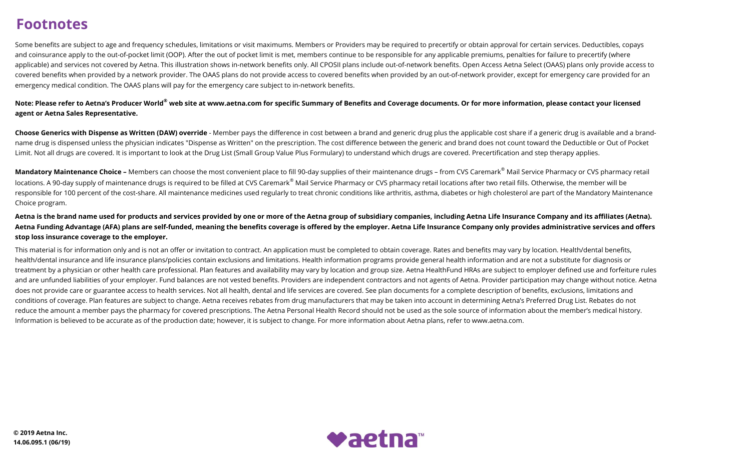# Footnotes

Some benefits are subject to age and frequency schedules, limitations or visit maximums. Members or Providers may be required to precertify or obtain approval for certain services. Deductibles, copays and coinsurance apply to the out-of-pocket limit (OOP). After the out of pocket limit is met, members continue to be responsible for any applicable premiums, penalties for failure to precertify (where applicable) and services not covered by Aetna. This illustration shows in-network benefits only. All CPOSII plans include out-of-network benefits. Open Access Aetna Select (OAAS) plans only provide access to covered benefits when provided by a network provider. The OAAS plans do not provide access to covered benefits when provided by an out-of-network provider, except for emergency care provided for an emergency medical condition. The OAAS plans will pay for the emergency care subject to in-network benefits.

**Note: Please refer to Aetna's Producer World® web site at www.aetna.com for specific Summary of Benefits and Coverage documents. Or for more information, please contact your licensed agent or Aetna Sales Representative.**

**Choose Generics with Dispense as Written (DAW) override** - Member pays the difference in cost between a brand and generic drug plus the applicable cost share if a generic drug is available and a brand-name drug is dispensed unless the physician indicates "Dispense as Written" on the prescription. The cost difference between the generic and brand does not count toward the Deductible or Out of Pocket Limit. Not all drugs are covered. It is important to look at the Drug List (Small Group Value Plus Formulary) to understand which drugs are covered. Precertification and step therapy applies.

**Mandatory Maintenance Choice –** Members can choose the most convenient place to fill 90-day supplies of their maintenance drugs – from CVS Caremark® Mail Service Pharmacy or CVS pharmacy retail locations. A 90-day supply of maintenance drugs is required to be filled at CVS Caremark® Mail Service Pharmacy or CVS pharmacy retail locations after two retail fills. Otherwise, the member will be responsible for 100 percent of the cost-share. All maintenance medicines used regularly to treat chronic conditions like arthritis, asthma, diabetes or high cholesterol are part of the Mandatory Maintenance Choice program.

**Aetna is the brand name used for products and services provided by one or more of the Aetna group of subsidiary companies, including Aetna Life Insurance Company and its affiliates (Aetna). Aetna Funding Advantage (AFA) plans are self-funded, meaning the benefits coverage is offered by the employer. Aetna Life Insurance Company only provides administrative services and offers stop loss insurance coverage to the employer.**

This material is for information only and is not an offer or invitation to contract. An application must be completed to obtain coverage. Rates and benefits may vary by location. Health/dental benefits, health/dental insurance and life insurance plans/policies contain exclusions and limitations. Health information programs provide general health information and are not a substitute for diagnosis or treatment by a physician or other health care professional. Plan features and availability may vary by location and group size. Aetna HealthFund HRAs are subject to employer defined use and forfeiture rules and are unfunded liabilities of your employer. Fund balances are not vested benefits. Providers are independent contractors and not agents of Aetna. Provider participation may change without notice. Aetna does not provide care or guarantee access to health services. Not all health, dental and life services are covered. See plan documents for a complete description of benefits, exclusions, limitations and conditions of coverage. Plan features are subject to change. Aetna receives rebates from drug manufacturers that may be taken into account in determining Aetna's Preferred Drug List. Rebates do not reduce the amount a member pays the pharmacy for covered prescriptions. The Aetna Personal Health Record should not be used as the sole source of information about the member's medical history. Information is believed to be accurate as of the production date; however, it is subject to change. For more information about Aetna plans, refer to www.aetna.com.

**© 2019 Aetna Inc.**
**14.06.095.1 (06/19)**

aetna™